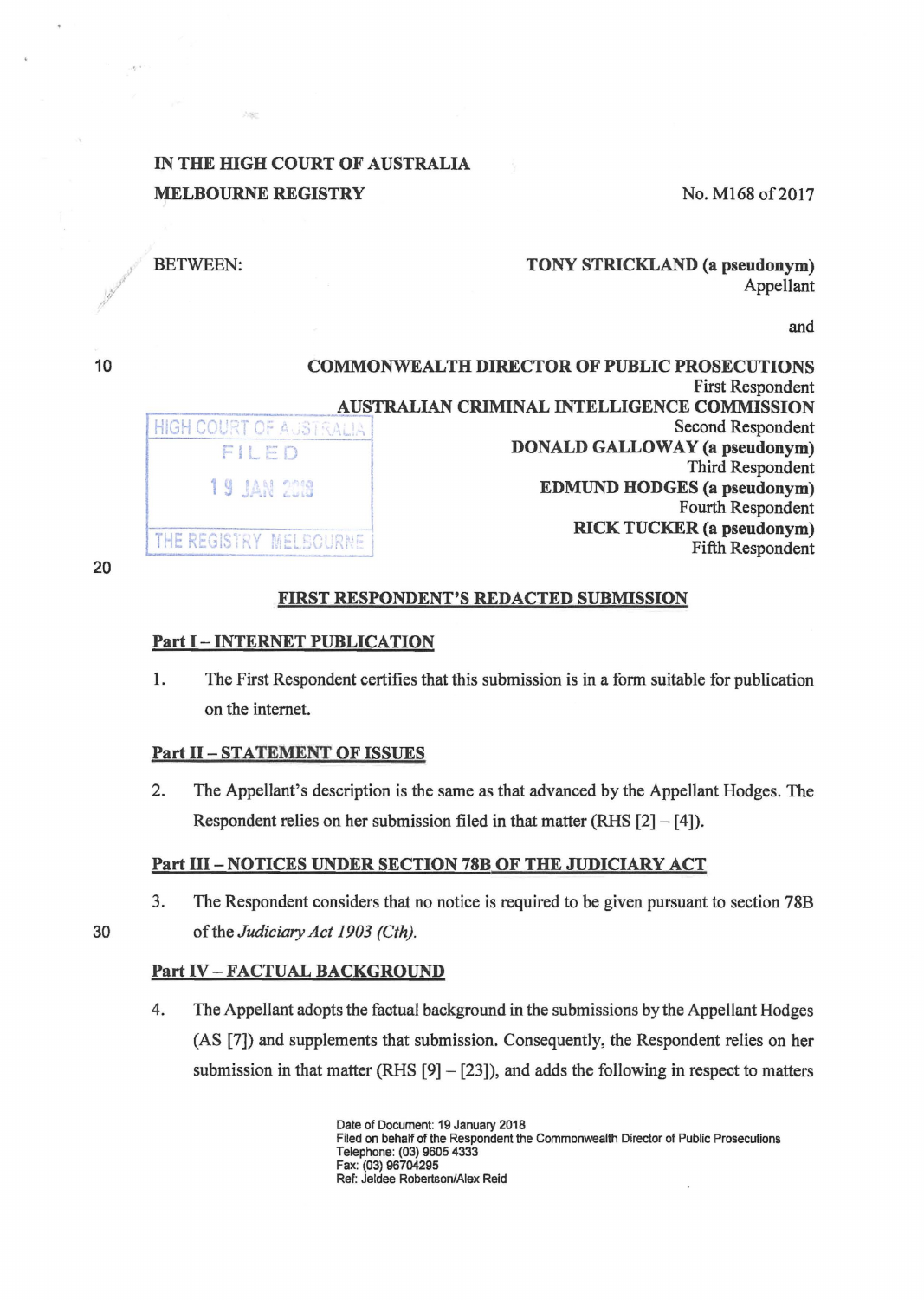IN THE HIGH COURT OF AUSTRALIA
MELBOURNE REGISTRY

No. M168 of 2017

BETWEEN:

**TONY STRICKLAND (a pseudonym)**
Appellant

and

**COMMONWEALTH DIRECTOR OF PUBLIC PROSECUTIONS**
First Respondent

**AUSTRALIAN CRIMINAL INTELLIGENCE COMMISSION**
Second Respondent

**DONALD GALLOWAY (a pseudonym)**
Third Respondent

**EDMUND HODGES (a pseudonym)**
Fourth Respondent

**RICK TUCKER (a pseudonym)**
Fifth Respondent

HIGH COURT OF AUSTRALIA
FILED
19 JAN 2018
THE REGISTRY MELBOURNE

## FIRST RESPONDENT'S REDACTED SUBMISSION

### Part I – INTERNET PUBLICATION

1. The First Respondent certifies that this submission is in a form suitable for publication on the internet.

### Part II – STATEMENT OF ISSUES

2. The Appellant's description is the same as that advanced by the Appellant Hodges. The Respondent relies on her submission filed in that matter (RHS [2] – [4]).

### Part III – NOTICES UNDER SECTION 78B OF THE JUDICIARY ACT

3. The Respondent considers that no notice is required to be given pursuant to section 78B of the *Judiciary Act 1903 (Cth).*

### Part IV – FACTUAL BACKGROUND

4. The Appellant adopts the factual background in the submissions by the Appellant Hodges (AS [7]) and supplements that submission. Consequently, the Respondent relies on her submission in that matter (RHS [9] – [23]), and adds the following in respect to matters

Date of Document: 19 January 2018
Filed on behalf of the Respondent the Commonwealth Director of Public Prosecutions
Telephone: (03) 9605 4333
Fax: (03) 96704295
Ref: Jeldee Robertson/Alex Reid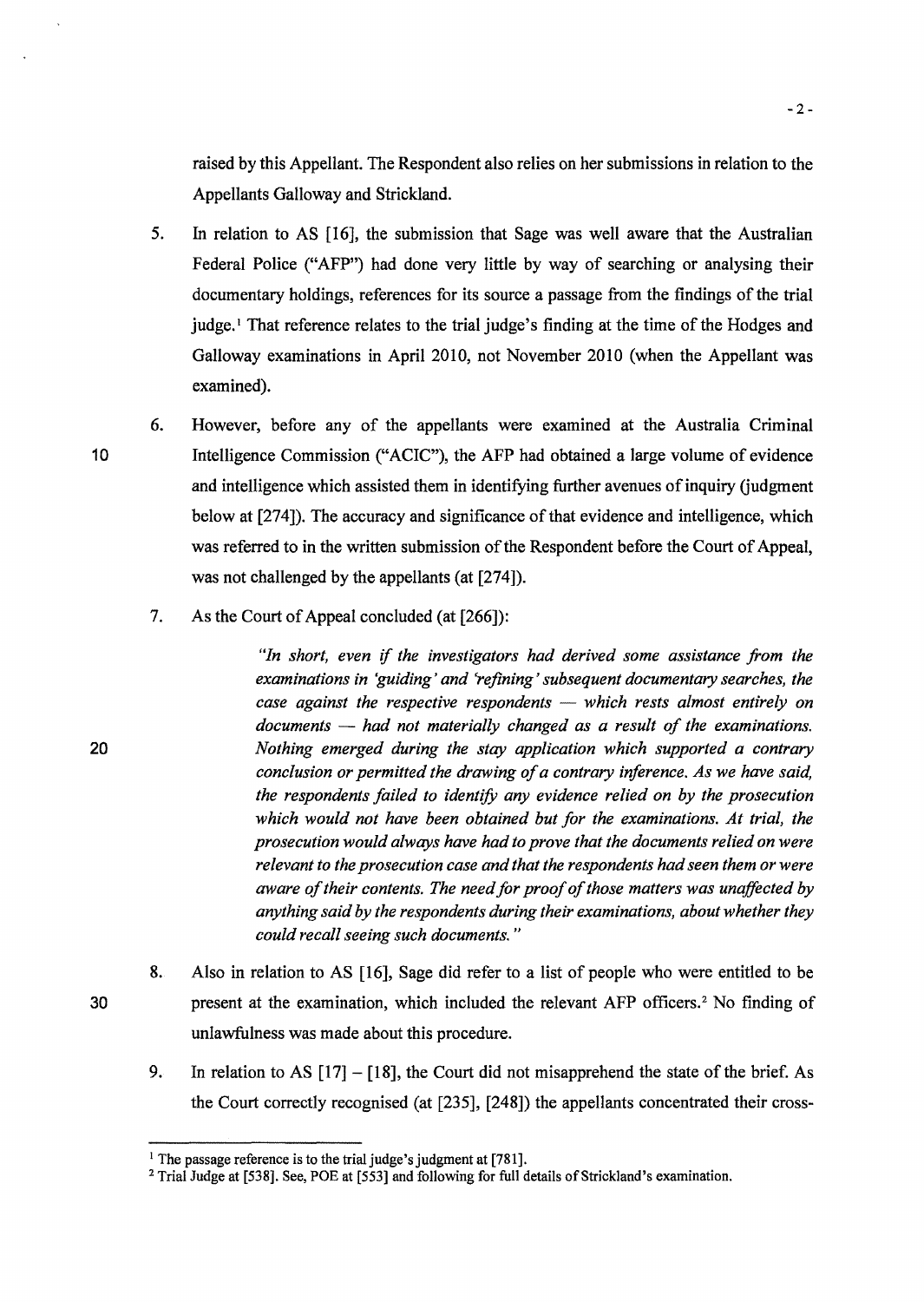raised by this Appellant. The Respondent also relies on her submissions in relation to the Appellants Galloway and Strickland.

5. In relation to AS [16], the submission that Sage was well aware that the Australian Federal Police ("AFP") had done very little by way of searching or analysing their documentary holdings, references for its source a passage from the findings of the trial judge.[1] That reference relates to the trial judge's finding at the time of the Hodges and Galloway examinations in April 2010, not November 2010 (when the Appellant was examined).

6. However, before any of the appellants were examined at the Australia Criminal Intelligence Commission ("ACIC"), the AFP had obtained a large volume of evidence and intelligence which assisted them in identifying further avenues of inquiry (judgment below at [274]). The accuracy and significance of that evidence and intelligence, which was referred to in the written submission of the Respondent before the Court of Appeal, was not challenged by the appellants (at [274]).

7. As the Court of Appeal concluded (at [266]):

> *"In short, even if the investigators had derived some assistance from the examinations in 'guiding' and 'refining' subsequent documentary searches, the case against the respective respondents — which rests almost entirely on documents — had not materially changed as a result of the examinations. Nothing emerged during the stay application which supported a contrary conclusion or permitted the drawing of a contrary inference. As we have said, the respondents failed to identify any evidence relied on by the prosecution which would not have been obtained but for the examinations. At trial, the prosecution would always have had to prove that the documents relied on were relevant to the prosecution case and that the respondents had seen them or were aware of their contents. The need for proof of those matters was unaffected by anything said by the respondents during their examinations, about whether they could recall seeing such documents."*

8. Also in relation to AS [16], Sage did refer to a list of people who were entitled to be present at the examination, which included the relevant AFP officers.[2] No finding of unlawfulness was made about this procedure.

9. In relation to AS [17] – [18], the Court did not misapprehend the state of the brief. As the Court correctly recognised (at [235], [248]) the appellants concentrated their cross-

---

[1] The passage reference is to the trial judge's judgment at [781].

[2] Trial Judge at [538]. See, POE at [553] and following for full details of Strickland's examination.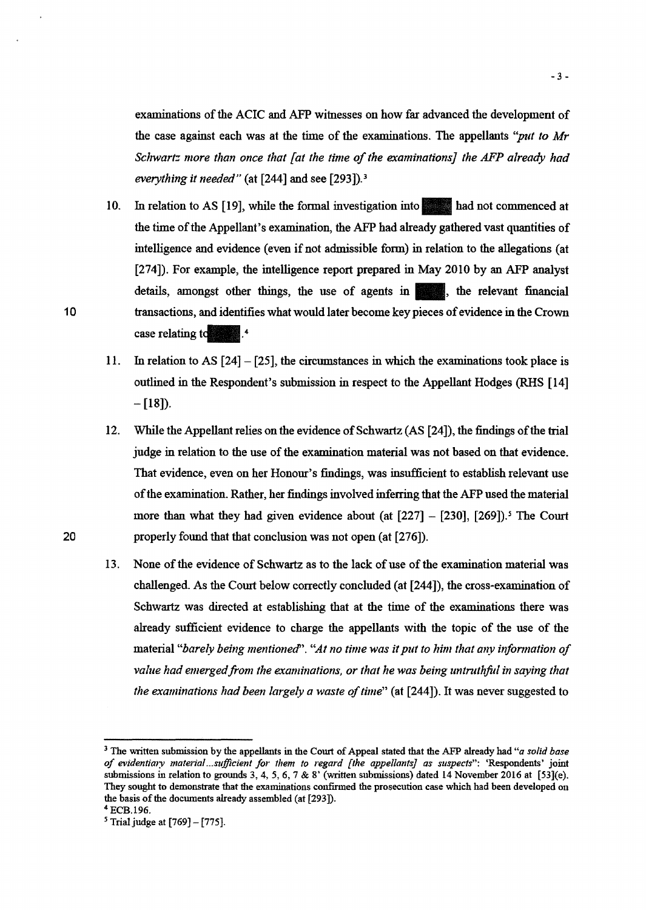examinations of the ACIC and AFP witnesses on how far advanced the development of the case against each was at the time of the examinations. The appellants *"put to Mr Schwartz more than once that [at the time of the examinations] the AFP already had everything it needed"* (at [244] and see [293]).[3]

10. In relation to AS [19], while the formal investigation into had not commenced at the time of the Appellant's examination, the AFP had already gathered vast quantities of intelligence and evidence (even if not admissible form) in relation to the allegations (at [274]). For example, the intelligence report prepared in May 2010 by an AFP analyst details, amongst other things, the use of agents in , the relevant financial transactions, and identifies what would later become key pieces of evidence in the Crown case relating to .[4]

11. In relation to AS [24] – [25], the circumstances in which the examinations took place is outlined in the Respondent's submission in respect to the Appellant Hodges (RHS [14] – [18]).

12. While the Appellant relies on the evidence of Schwartz (AS [24]), the findings of the trial judge in relation to the use of the examination material was not based on that evidence. That evidence, even on her Honour's findings, was insufficient to establish relevant use of the examination. Rather, her findings involved inferring that the AFP used the material more than what they had given evidence about (at [227] – [230], [269]).[5] The Court properly found that that conclusion was not open (at [276]).

13. None of the evidence of Schwartz as to the lack of use of the examination material was challenged. As the Court below correctly concluded (at [244]), the cross-examination of Schwartz was directed at establishing that at the time of the examinations there was already sufficient evidence to charge the appellants with the topic of the use of the material *"barely being mentioned"*. *"At no time was it put to him that any information of value had emerged from the examinations, or that he was being untruthful in saying that the examinations had been largely a waste of time"* (at [244]). It was never suggested to

---

[3] The written submission by the appellants in the Court of Appeal stated that the AFP already had *"a solid base of evidentiary material...sufficient for them to regard [the appellants] as suspects"*: 'Respondents' joint submissions in relation to grounds 3, 4, 5, 6, 7 & 8' (written submissions) dated 14 November 2016 at [53](e). They sought to demonstrate that the examinations confirmed the prosecution case which had been developed on the basis of the documents already assembled (at [293]).

[4] ECB.196.

[5] Trial judge at [769] – [775].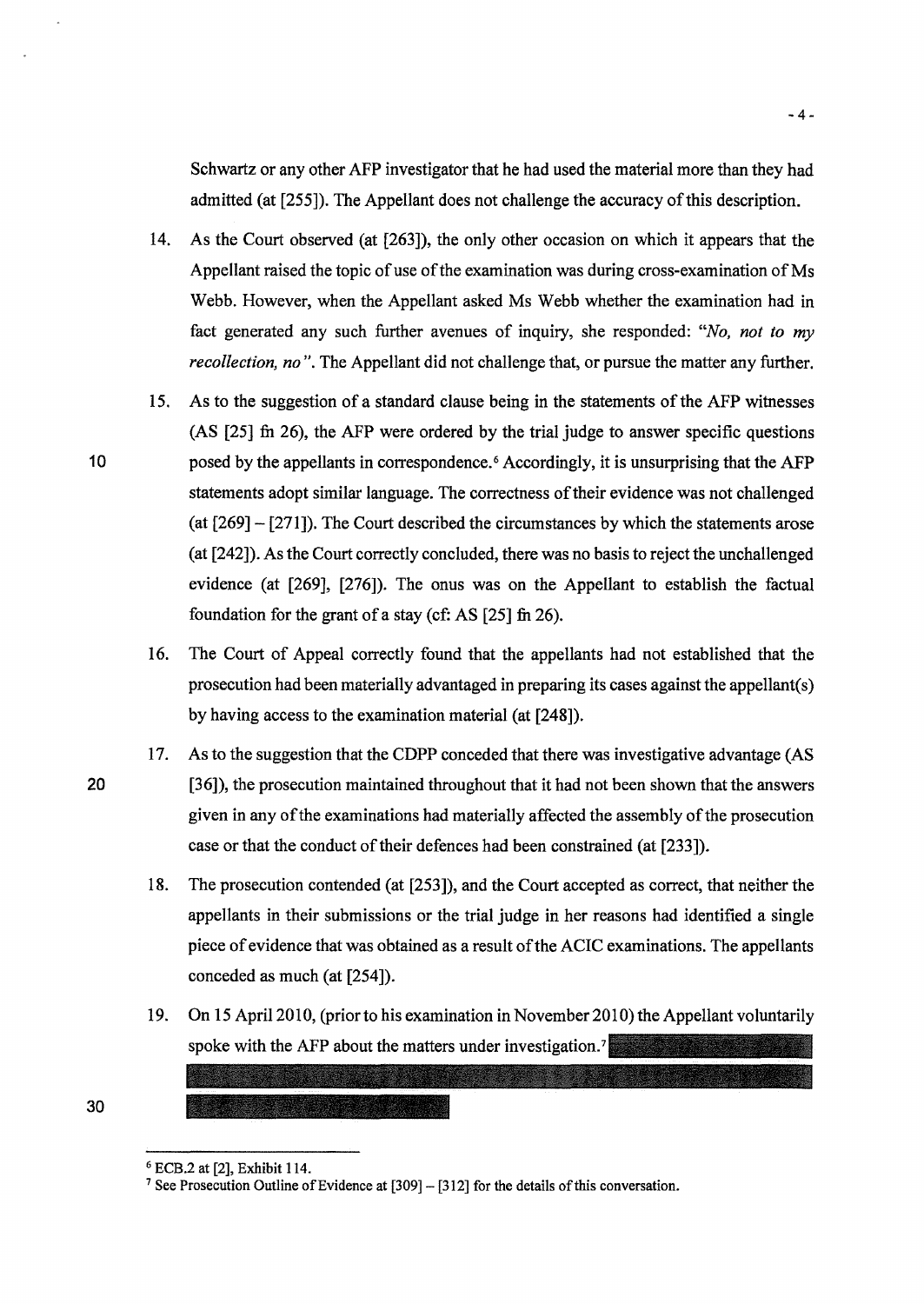Schwartz or any other AFP investigator that he had used the material more than they had admitted (at [255]). The Appellant does not challenge the accuracy of this description.

14. As the Court observed (at [263]), the only other occasion on which it appears that the Appellant raised the topic of use of the examination was during cross-examination of Ms Webb. However, when the Appellant asked Ms Webb whether the examination had in fact generated any such further avenues of inquiry, she responded: *"No, not to my recollection, no"*. The Appellant did not challenge that, or pursue the matter any further.

15. As to the suggestion of a standard clause being in the statements of the AFP witnesses (AS [25] fn 26), the AFP were ordered by the trial judge to answer specific questions posed by the appellants in correspondence.[6] Accordingly, it is unsurprising that the AFP statements adopt similar language. The correctness of their evidence was not challenged (at [269] – [271]). The Court described the circumstances by which the statements arose (at [242]). As the Court correctly concluded, there was no basis to reject the unchallenged evidence (at [269], [276]). The onus was on the Appellant to establish the factual foundation for the grant of a stay (cf: AS [25] fn 26).

16. The Court of Appeal correctly found that the appellants had not established that the prosecution had been materially advantaged in preparing its cases against the appellant(s) by having access to the examination material (at [248]).

17. As to the suggestion that the CDPP conceded that there was investigative advantage (AS [36]), the prosecution maintained throughout that it had not been shown that the answers given in any of the examinations had materially affected the assembly of the prosecution case or that the conduct of their defences had been constrained (at [233]).

18. The prosecution contended (at [253]), and the Court accepted as correct, that neither the appellants in their submissions or the trial judge in her reasons had identified a single piece of evidence that was obtained as a result of the ACIC examinations. The appellants conceded as much (at [254]).

19. On 15 April 2010, (prior to his examination in November 2010) the Appellant voluntarily spoke with the AFP about the matters under investigation.[7]

---

[6] ECB.2 at [2], Exhibit 114.

[7] See Prosecution Outline of Evidence at [309] – [312] for the details of this conversation.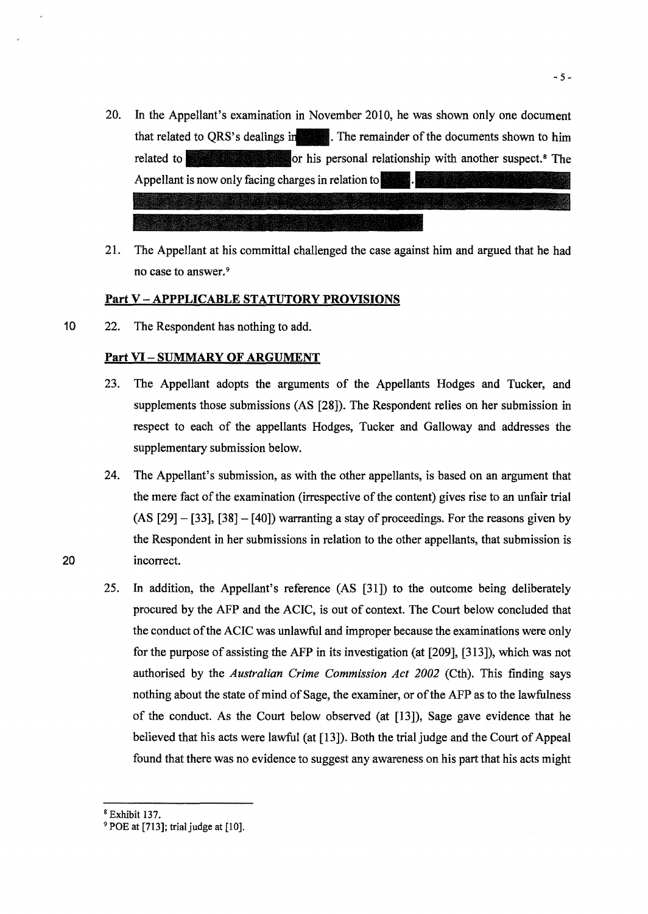20. In the Appellant's examination in November 2010, he was shown only one document that related to QRS's dealings in [redacted]. The remainder of the documents shown to him related to [redacted] or his personal relationship with another suspect.[8] The Appellant is now only facing charges in relation to [redacted]. [redacted]

21. The Appellant at his committal challenged the case against him and argued that he had no case to answer.[9]

## Part V – APPPLICABLE STATUTORY PROVISIONS

22. The Respondent has nothing to add.

## Part VI – SUMMARY OF ARGUMENT

23. The Appellant adopts the arguments of the Appellants Hodges and Tucker, and supplements those submissions (AS [28]). The Respondent relies on her submission in respect to each of the appellants Hodges, Tucker and Galloway and addresses the supplementary submission below.

24. The Appellant's submission, as with the other appellants, is based on an argument that the mere fact of the examination (irrespective of the content) gives rise to an unfair trial (AS [29] – [33], [38] – [40]) warranting a stay of proceedings. For the reasons given by the Respondent in her submissions in relation to the other appellants, that submission is incorrect.

25. In addition, the Appellant's reference (AS [31]) to the outcome being deliberately procured by the AFP and the ACIC, is out of context. The Court below concluded that the conduct of the ACIC was unlawful and improper because the examinations were only for the purpose of assisting the AFP in its investigation (at [209], [313]), which was not authorised by the *Australian Crime Commission Act 2002* (Cth). This finding says nothing about the state of mind of Sage, the examiner, or of the AFP as to the lawfulness of the conduct. As the Court below observed (at [13]), Sage gave evidence that he believed that his acts were lawful (at [13]). Both the trial judge and the Court of Appeal found that there was no evidence to suggest any awareness on his part that his acts might

---

[8] Exhibit 137.

[9] POE at [713]; trial judge at [10].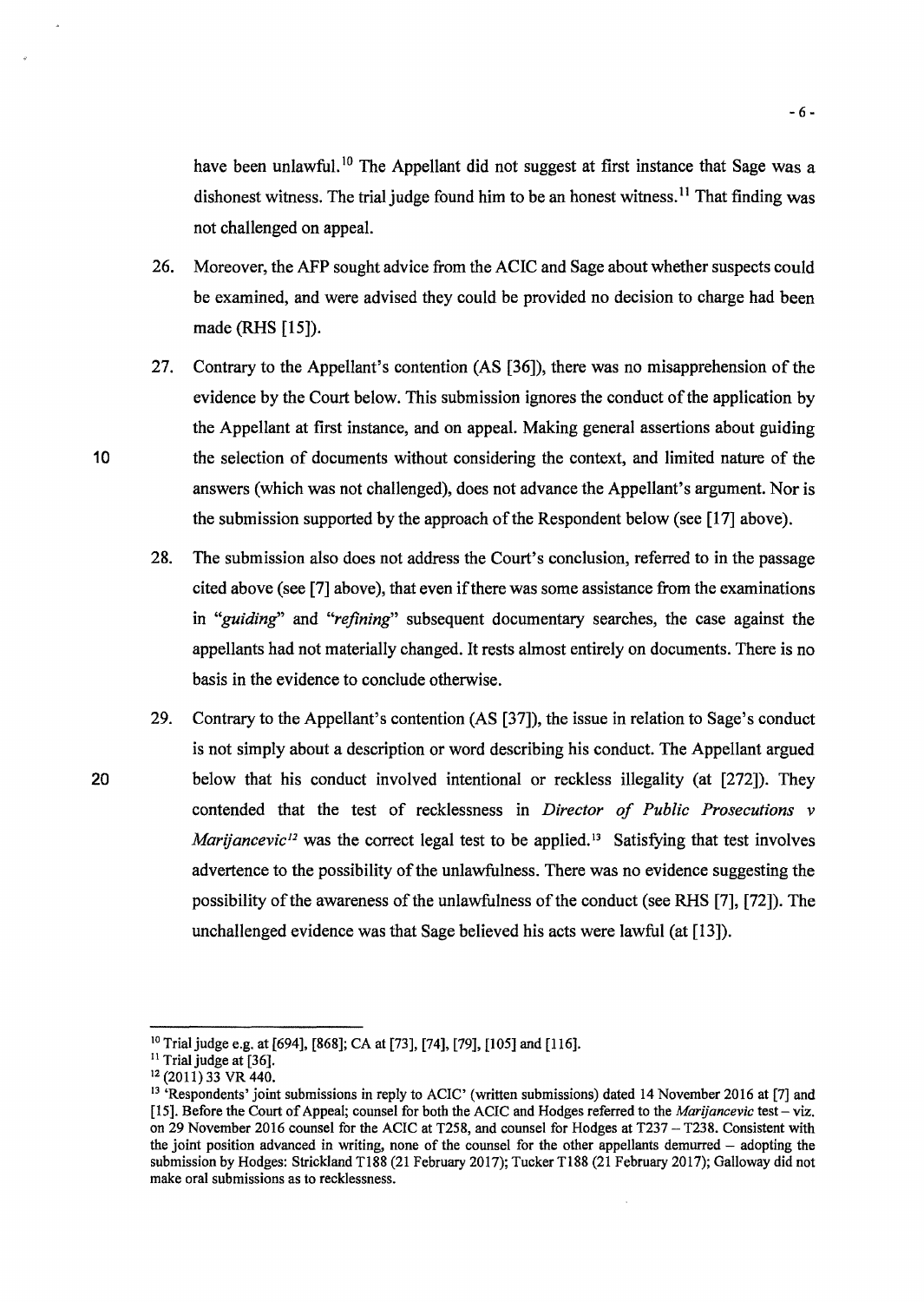have been unlawful.[10] The Appellant did not suggest at first instance that Sage was a dishonest witness. The trial judge found him to be an honest witness.[11] That finding was not challenged on appeal.

26. Moreover, the AFP sought advice from the ACIC and Sage about whether suspects could be examined, and were advised they could be provided no decision to charge had been made (RHS [15]).

27. Contrary to the Appellant's contention (AS [36]), there was no misapprehension of the evidence by the Court below. This submission ignores the conduct of the application by the Appellant at first instance, and on appeal. Making general assertions about guiding the selection of documents without considering the context, and limited nature of the answers (which was not challenged), does not advance the Appellant's argument. Nor is the submission supported by the approach of the Respondent below (see [17] above).

28. The submission also does not address the Court's conclusion, referred to in the passage cited above (see [7] above), that even if there was some assistance from the examinations in *"guiding"* and *"refining"* subsequent documentary searches, the case against the appellants had not materially changed. It rests almost entirely on documents. There is no basis in the evidence to conclude otherwise.

29. Contrary to the Appellant's contention (AS [37]), the issue in relation to Sage's conduct is not simply about a description or word describing his conduct. The Appellant argued below that his conduct involved intentional or reckless illegality (at [272]). They contended that the test of recklessness in *Director of Public Prosecutions v Marijancevic*[12] was the correct legal test to be applied.[13] Satisfying that test involves advertence to the possibility of the unlawfulness. There was no evidence suggesting the possibility of the awareness of the unlawfulness of the conduct (see RHS [7], [72]). The unchallenged evidence was that Sage believed his acts were lawful (at [13]).

---

[10] Trial judge e.g. at [694], [868]; CA at [73], [74], [79], [105] and [116].

[11] Trial judge at [36].

[12] (2011) 33 VR 440.

[13] 'Respondents' joint submissions in reply to ACIC' (written submissions) dated 14 November 2016 at [7] and [15]. Before the Court of Appeal; counsel for both the ACIC and Hodges referred to the *Marijancevic* test – viz. on 29 November 2016 counsel for the ACIC at T258, and counsel for Hodges at T237 – T238. Consistent with the joint position advanced in writing, none of the counsel for the other appellants demurred – adopting the submission by Hodges: Strickland T188 (21 February 2017); Tucker T188 (21 February 2017); Galloway did not make oral submissions as to recklessness.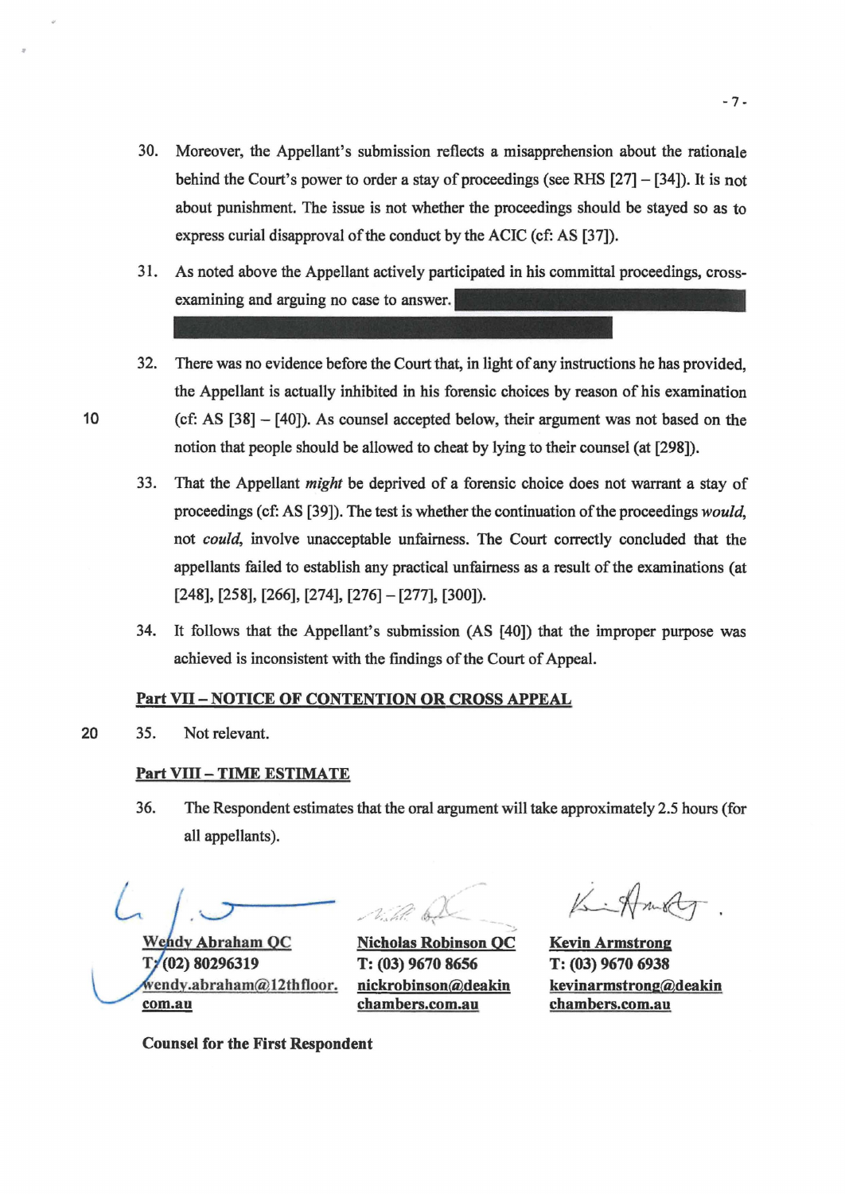30. Moreover, the Appellant's submission reflects a misapprehension about the rationale behind the Court's power to order a stay of proceedings (see RHS [27] – [34]). It is not about punishment. The issue is not whether the proceedings should be stayed so as to express curial disapproval of the conduct by the ACIC (cf: AS [37]).

31. As noted above the Appellant actively participated in his committal proceedings, cross-examining and arguing no case to answer.

32. There was no evidence before the Court that, in light of any instructions he has provided, the Appellant is actually inhibited in his forensic choices by reason of his examination (cf: AS [38] – [40]). As counsel accepted below, their argument was not based on the notion that people should be allowed to cheat by lying to their counsel (at [298]).

33. That the Appellant *might* be deprived of a forensic choice does not warrant a stay of proceedings (cf: AS [39]). The test is whether the continuation of the proceedings *would*, not *could*, involve unacceptable unfairness. The Court correctly concluded that the appellants failed to establish any practical unfairness as a result of the examinations (at [248], [258], [266], [274], [276] – [277], [300]).

34. It follows that the Appellant's submission (AS [40]) that the improper purpose was achieved is inconsistent with the findings of the Court of Appeal.

## Part VII – NOTICE OF CONTENTION OR CROSS APPEAL

35. Not relevant.

## Part VIII – TIME ESTIMATE

36. The Respondent estimates that the oral argument will take approximately 2.5 hours (for all appellants).

| | | |
|---|---|---|
| **Wendy Abraham QC** | **Nicholas Robinson QC** | **Kevin Armstrong** |
| **T: (02) 80296319** | **T: (03) 9670 8656** | **T: (03) 9670 6938** |
| **wendy.abraham@12thfloor.com.au** | **nickrobinson@deakinchambers.com.au** | **kevinarmstrong@deakinchambers.com.au** |

**Counsel for the First Respondent**